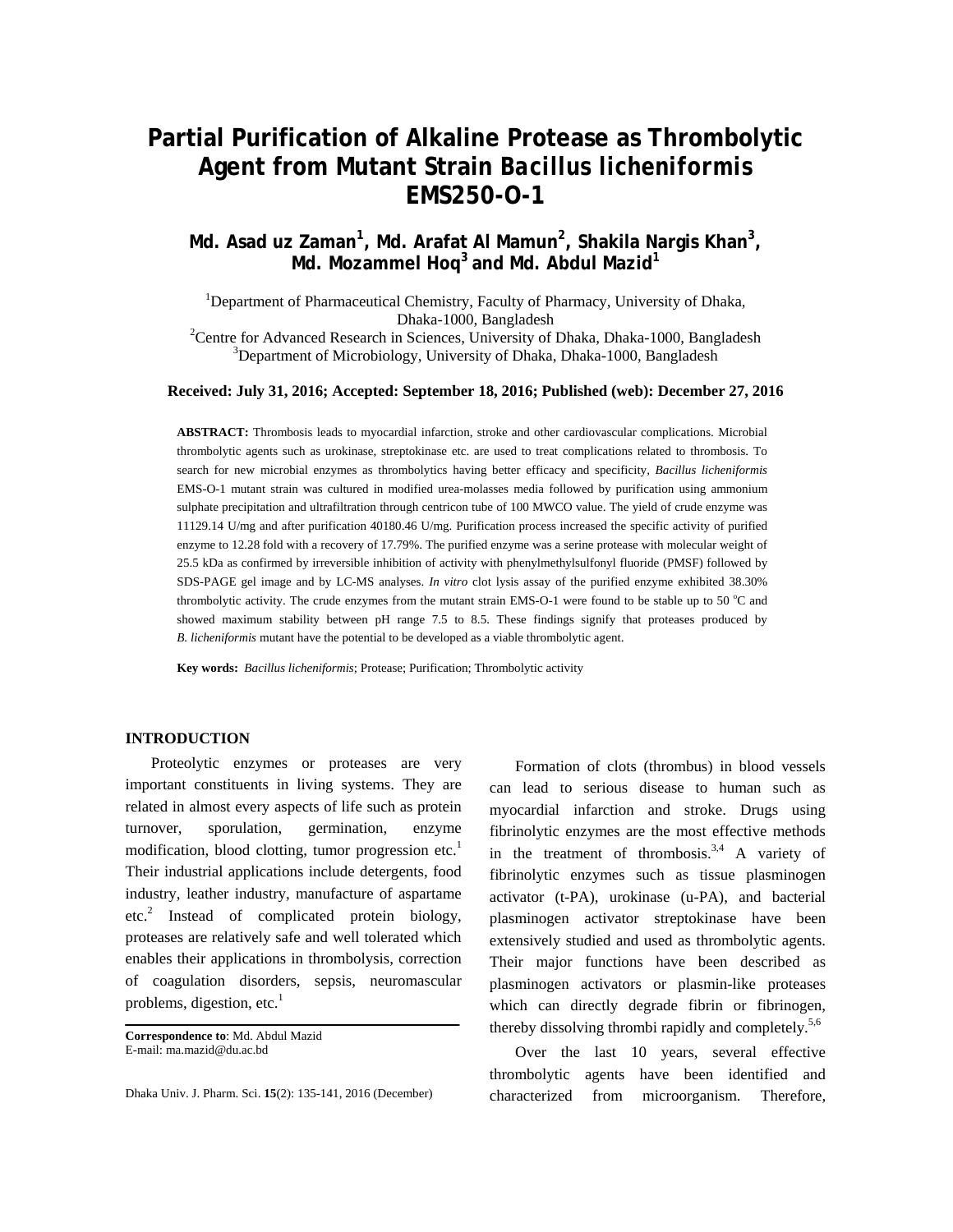# Partial Purification of Alkaline Protease as Thrombolytic Agent from Mutant Strain *Bacillus licheniformis* EMS250-O-1

**Md. Asad uz Zaman[1], Md. Arafat Al Mamun[2], Shakila Nargis Khan[3], Md. Mozammel Hoq[3] and Md. Abdul Mazid[1]**

[1]Department of Pharmaceutical Chemistry, Faculty of Pharmacy, University of Dhaka, Dhaka-1000, Bangladesh
[2]Centre for Advanced Research in Sciences, University of Dhaka, Dhaka-1000, Bangladesh
[3]Department of Microbiology, University of Dhaka, Dhaka-1000, Bangladesh

**Received: July 31, 2016; Accepted: September 18, 2016; Published (web): December 27, 2016**

**ABSTRACT:** Thrombosis leads to myocardial infarction, stroke and other cardiovascular complications. Microbial thrombolytic agents such as urokinase, streptokinase etc. are used to treat complications related to thrombosis. To search for new microbial enzymes as thrombolytics having better efficacy and specificity, *Bacillus licheniformis* EMS-O-1 mutant strain was cultured in modified urea-molasses media followed by purification using ammonium sulphate precipitation and ultrafiltration through centricon tube of 100 MWCO value. The yield of crude enzyme was 11129.14 U/mg and after purification 40180.46 U/mg. Purification process increased the specific activity of purified enzyme to 12.28 fold with a recovery of 17.79%. The purified enzyme was a serine protease with molecular weight of 25.5 kDa as confirmed by irreversible inhibition of activity with phenylmethylsulfonyl fluoride (PMSF) followed by SDS-PAGE gel image and by LC-MS analyses. *In vitro* clot lysis assay of the purified enzyme exhibited 38.30% thrombolytic activity. The crude enzymes from the mutant strain EMS-O-1 were found to be stable up to 50 °C and showed maximum stability between pH range 7.5 to 8.5. These findings signify that proteases produced by *B. licheniformis* mutant have the potential to be developed as a viable thrombolytic agent.

**Key words:** *Bacillus licheniformis*; Protease; Purification; Thrombolytic activity

## INTRODUCTION

Proteolytic enzymes or proteases are very important constituents in living systems. They are related in almost every aspects of life such as protein turnover, sporulation, germination, enzyme modification, blood clotting, tumor progression etc.[1] Their industrial applications include detergents, food industry, leather industry, manufacture of aspartame etc.[2] Instead of complicated protein biology, proteases are relatively safe and well tolerated which enables their applications in thrombolysis, correction of coagulation disorders, sepsis, neuromascular problems, digestion, etc.[1]

**Correspondence to**: Md. Abdul Mazid
E-mail: ma.mazid@du.ac.bd

Formation of clots (thrombus) in blood vessels can lead to serious disease to human such as myocardial infarction and stroke. Drugs using fibrinolytic enzymes are the most effective methods in the treatment of thrombosis.[3,4] A variety of fibrinolytic enzymes such as tissue plasminogen activator (t-PA), urokinase (u-PA), and bacterial plasminogen activator streptokinase have been extensively studied and used as thrombolytic agents. Their major functions have been described as plasminogen activators or plasmin-like proteases which can directly degrade fibrin or fibrinogen, thereby dissolving thrombi rapidly and completely.[5,6]

Over the last 10 years, several effective thrombolytic agents have been identified and characterized from microorganism. Therefore,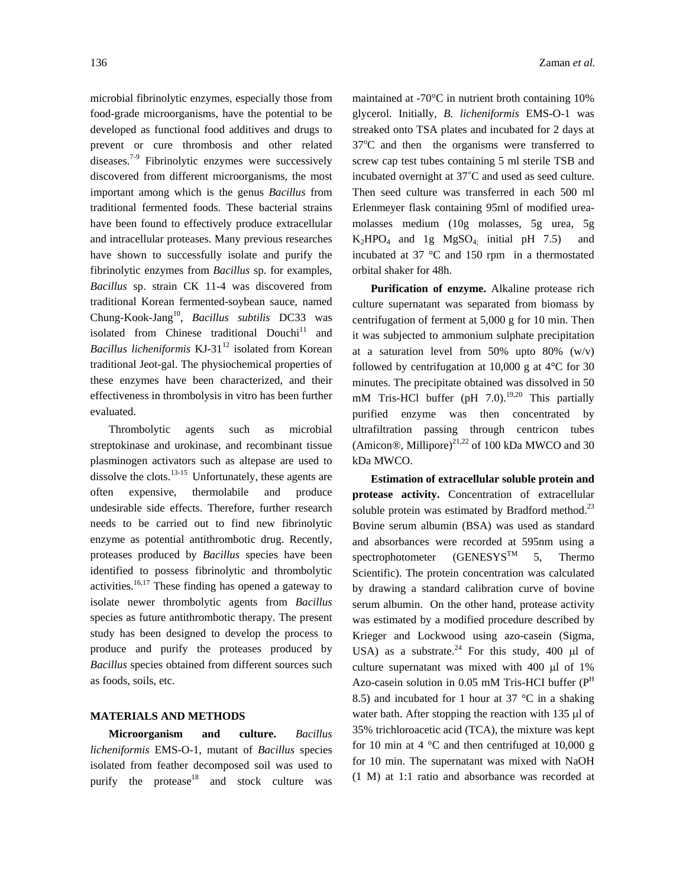microbial fibrinolytic enzymes, especially those from food-grade microorganisms, have the potential to be developed as functional food additives and drugs to prevent or cure thrombosis and other related diseases.[7-9] Fibrinolytic enzymes were successively discovered from different microorganisms, the most important among which is the genus *Bacillus* from traditional fermented foods. These bacterial strains have been found to effectively produce extracellular and intracellular proteases. Many previous researches have shown to successfully isolate and purify the fibrinolytic enzymes from *Bacillus* sp. for examples, *Bacillus* sp. strain CK 11-4 was discovered from traditional Korean fermented-soybean sauce, named Chung-Kook-Jang[10], *Bacillus subtilis* DC33 was isolated from Chinese traditional Douchi[11] and *Bacillus licheniformis* KJ-31[12] isolated from Korean traditional Jeot-gal. The physiochemical properties of these enzymes have been characterized, and their effectiveness in thrombolysis in vitro has been further evaluated.

Thrombolytic agents such as microbial streptokinase and urokinase, and recombinant tissue plasminogen activators such as altepase are used to dissolve the clots.[13-15] Unfortunately, these agents are often expensive, thermolabile and produce undesirable side effects. Therefore, further research needs to be carried out to find new fibrinolytic enzyme as potential antithrombotic drug. Recently, proteases produced by *Bacillus* species have been identified to possess fibrinolytic and thrombolytic activities.[16,17] These finding has opened a gateway to isolate newer thrombolytic agents from *Bacillus* species as future antithrombotic therapy. The present study has been designed to develop the process to produce and purify the proteases produced by *Bacillus* species obtained from different sources such as foods, soils, etc.

## MATERIALS AND METHODS

**Microorganism and culture.** *Bacillus licheniformis* EMS-O-1, mutant of *Bacillus* species isolated from feather decomposed soil was used to purify the protease[18] and stock culture was maintained at -70°C in nutrient broth containing 10% glycerol. Initially, *B. licheniformis* EMS-O-1 was streaked onto TSA plates and incubated for 2 days at 37°C and then the organisms were transferred to screw cap test tubes containing 5 ml sterile TSB and incubated overnight at 37˚C and used as seed culture. Then seed culture was transferred in each 500 ml Erlenmeyer flask containing 95ml of modified urea-molasses medium (10g molasses, 5g urea, 5g $K_2HPO_4$ and 1g $MgSO_4$; initial pH 7.5) and incubated at 37 °C and 150 rpm in a thermostated orbital shaker for 48h.

**Purification of enzyme.** Alkaline protease rich culture supernatant was separated from biomass by centrifugation of ferment at 5,000 g for 10 min. Then it was subjected to ammonium sulphate precipitation at a saturation level from 50% upto 80% (w/v) followed by centrifugation at 10,000 g at 4°C for 30 minutes. The precipitate obtained was dissolved in 50 mM Tris-HCl buffer (pH 7.0).[19,20] This partially purified enzyme was then concentrated by ultrafiltration passing through centricon tubes (Amicon®, Millipore)[21,22] of 100 kDa MWCO and 30 kDa MWCO.

**Estimation of extracellular soluble protein and protease activity.** Concentration of extracellular soluble protein was estimated by Bradford method.[23] Bovine serum albumin (BSA) was used as standard and absorbances were recorded at 595nm using a spectrophotometer (GENESYS™ 5, Thermo Scientific). The protein concentration was calculated by drawing a standard calibration curve of bovine serum albumin. On the other hand, protease activity was estimated by a modified procedure described by Krieger and Lockwood using azo-casein (Sigma, USA) as a substrate.[24] For this study, 400 μl of culture supernatant was mixed with 400 μl of 1% Azo-casein solution in 0.05 mM Tris-HCI buffer ($P^H$ 8.5) and incubated for 1 hour at 37 °C in a shaking water bath. After stopping the reaction with 135 μl of 35% trichloroacetic acid (TCA), the mixture was kept for 10 min at 4 °C and then centrifuged at 10,000 g for 10 min. The supernatant was mixed with NaOH (1 M) at 1:1 ratio and absorbance was recorded at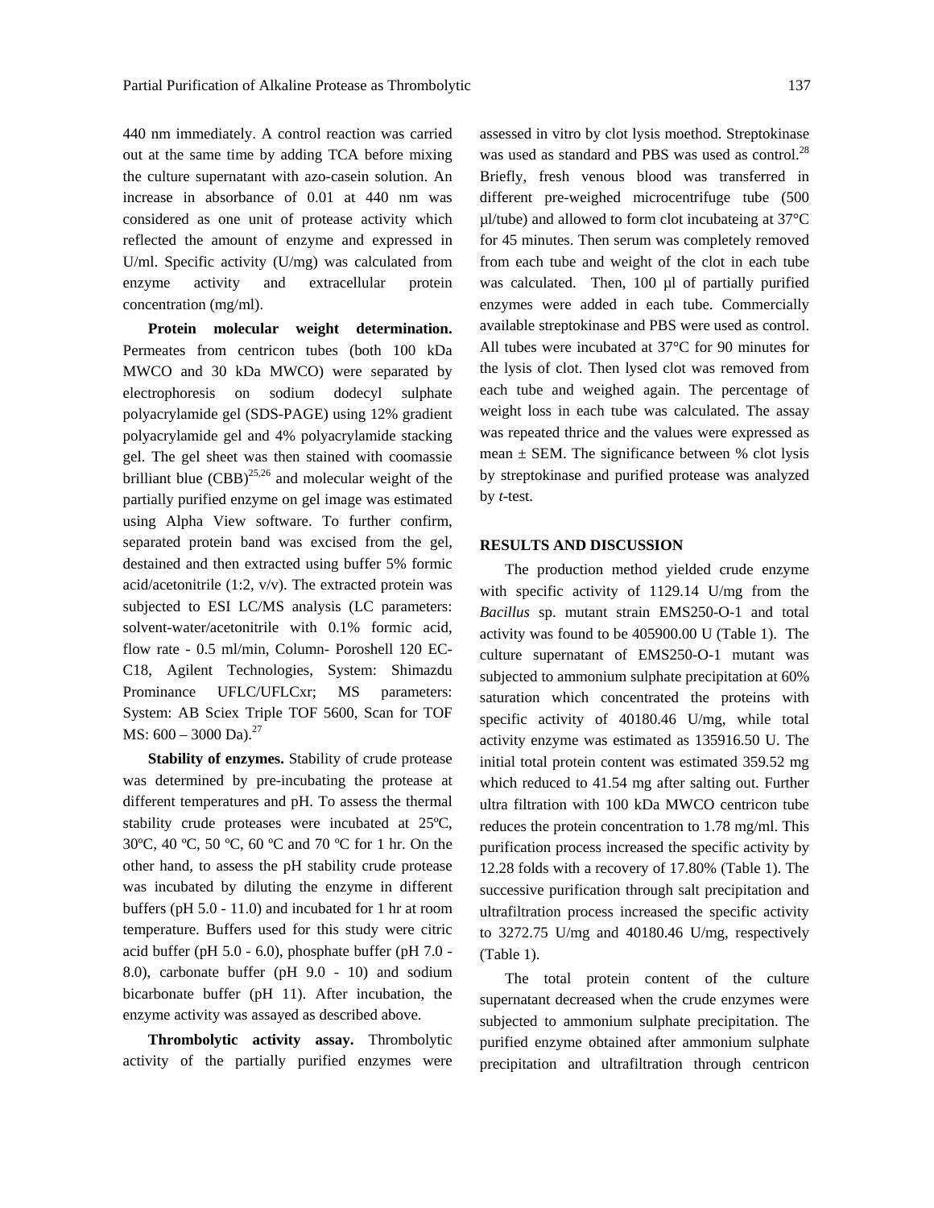440 nm immediately. A control reaction was carried out at the same time by adding TCA before mixing the culture supernatant with azo-casein solution. An increase in absorbance of 0.01 at 440 nm was considered as one unit of protease activity which reflected the amount of enzyme and expressed in U/ml. Specific activity (U/mg) was calculated from enzyme activity and extracellular protein concentration (mg/ml).

**Protein molecular weight determination.** Permeates from centricon tubes (both 100 kDa MWCO and 30 kDa MWCO) were separated by electrophoresis on sodium dodecyl sulphate polyacrylamide gel (SDS-PAGE) using 12% gradient polyacrylamide gel and 4% polyacrylamide stacking gel. The gel sheet was then stained with coomassie brilliant blue (CBB)[25,26] and molecular weight of the partially purified enzyme on gel image was estimated using Alpha View software. To further confirm, separated protein band was excised from the gel, destained and then extracted using buffer 5% formic acid/acetonitrile (1:2, v/v). The extracted protein was subjected to ESI LC/MS analysis (LC parameters: solvent-water/acetonitrile with 0.1% formic acid, flow rate - 0.5 ml/min, Column- Poroshell 120 EC-C18, Agilent Technologies, System: Shimazdu Prominance UFLC/UFLCxr; MS parameters: System: AB Sciex Triple TOF 5600, Scan for TOF MS: 600 – 3000 Da).[27]

**Stability of enzymes.** Stability of crude protease was determined by pre-incubating the protease at different temperatures and pH. To assess the thermal stability crude proteases were incubated at 25ºC, 30ºC, 40 ºC, 50 ºC, 60 ºC and 70 ºC for 1 hr. On the other hand, to assess the pH stability crude protease was incubated by diluting the enzyme in different buffers (pH 5.0 - 11.0) and incubated for 1 hr at room temperature. Buffers used for this study were citric acid buffer (pH 5.0 - 6.0), phosphate buffer (pH 7.0 - 8.0), carbonate buffer (pH 9.0 - 10) and sodium bicarbonate buffer (pH 11). After incubation, the enzyme activity was assayed as described above.

**Thrombolytic activity assay.** Thrombolytic activity of the partially purified enzymes were assessed in vitro by clot lysis moethod. Streptokinase was used as standard and PBS was used as control.[28] Briefly, fresh venous blood was transferred in different pre-weighed microcentrifuge tube (500 µl/tube) and allowed to form clot incubateing at 37°C for 45 minutes. Then serum was completely removed from each tube and weight of the clot in each tube was calculated. Then, 100 µl of partially purified enzymes were added in each tube. Commercially available streptokinase and PBS were used as control. All tubes were incubated at 37°C for 90 minutes for the lysis of clot. Then lysed clot was removed from each tube and weighed again. The percentage of weight loss in each tube was calculated. The assay was repeated thrice and the values were expressed as mean ± SEM. The significance between % clot lysis by streptokinase and purified protease was analyzed by *t*-test.

## RESULTS AND DISCUSSION

The production method yielded crude enzyme with specific activity of 1129.14 U/mg from the *Bacillus* sp. mutant strain EMS250-O-1 and total activity was found to be 405900.00 U (Table 1). The culture supernatant of EMS250-O-1 mutant was subjected to ammonium sulphate precipitation at 60% saturation which concentrated the proteins with specific activity of 40180.46 U/mg, while total activity enzyme was estimated as 135916.50 U. The initial total protein content was estimated 359.52 mg which reduced to 41.54 mg after salting out. Further ultra filtration with 100 kDa MWCO centricon tube reduces the protein concentration to 1.78 mg/ml. This purification process increased the specific activity by 12.28 folds with a recovery of 17.80% (Table 1). The successive purification through salt precipitation and ultrafiltration process increased the specific activity to 3272.75 U/mg and 40180.46 U/mg, respectively (Table 1).

The total protein content of the culture supernatant decreased when the crude enzymes were subjected to ammonium sulphate precipitation. The purified enzyme obtained after ammonium sulphate precipitation and ultrafiltration through centricon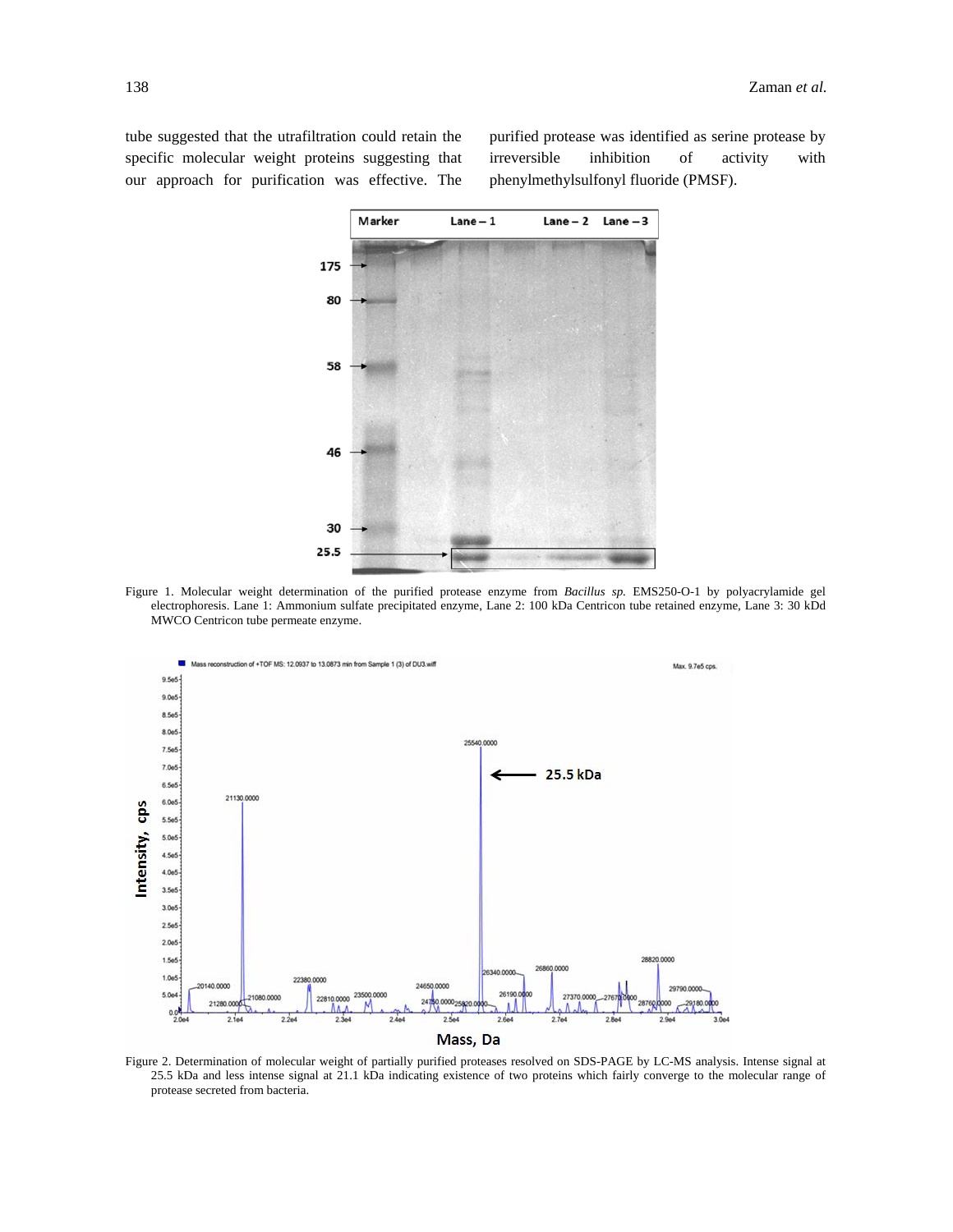tube suggested that the utrafiltration could retain the specific molecular weight proteins suggesting that our approach for purification was effective. The purified protease was identified as serine protease by irreversible inhibition of activity with phenylmethylsulfonyl fluoride (PMSF).

Figure 1. Molecular weight determination of the purified protease enzyme from *Bacillus sp.* EMS250-O-1 by polyacrylamide gel electrophoresis. Lane 1: Ammonium sulfate precipitated enzyme, Lane 2: 100 kDa Centricon tube retained enzyme, Lane 3: 30 kDd MWCO Centricon tube permeate enzyme.

Figure 2. Determination of molecular weight of partially purified proteases resolved on SDS-PAGE by LC-MS analysis. Intense signal at 25.5 kDa and less intense signal at 21.1 kDa indicating existence of two proteins which fairly converge to the molecular range of protease secreted from bacteria.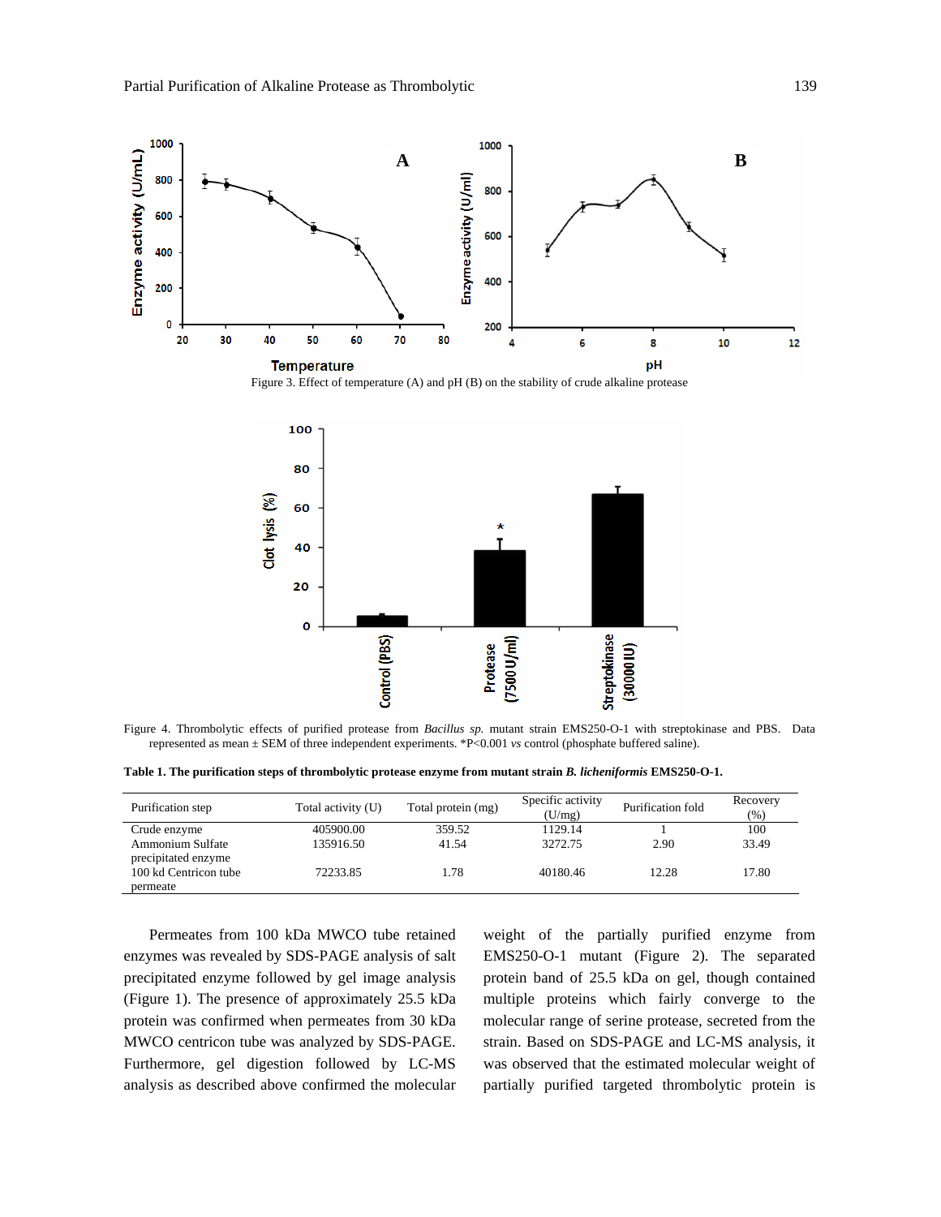Figure 3. Effect of temperature (A) and pH (B) on the stability of crude alkaline protease

Figure 4. Thrombolytic effects of purified protease from *Bacillus sp.* mutant strain EMS250-O-1 with streptokinase and PBS. Data represented as mean ± SEM of three independent experiments. *P<0.001 *vs* control (phosphate buffered saline).

**Table 1. The purification steps of thrombolytic protease enzyme from mutant strain *B. licheniformis* EMS250-O-1.**

| Purification step | Total activity (U) | Total protein (mg) | Specific activity (U/mg) | Purification fold | Recovery (%) |
|---|---|---|---|---|---|
| Crude enzyme | 405900.00 | 359.52 | 1129.14 | 1 | 100 |
| Ammonium Sulfate precipitated enzyme | 135916.50 | 41.54 | 3272.75 | 2.90 | 33.49 |
| 100 kd Centricon tube permeate | 72233.85 | 1.78 | 40180.46 | 12.28 | 17.80 |

Permeates from 100 kDa MWCO tube retained enzymes was revealed by SDS-PAGE analysis of salt precipitated enzyme followed by gel image analysis (Figure 1). The presence of approximately 25.5 kDa protein was confirmed when permeates from 30 kDa MWCO centricon tube was analyzed by SDS-PAGE. Furthermore, gel digestion followed by LC-MS analysis as described above confirmed the molecular weight of the partially purified enzyme from EMS250-O-1 mutant (Figure 2). The separated protein band of 25.5 kDa on gel, though contained multiple proteins which fairly converge to the molecular range of serine protease, secreted from the strain. Based on SDS-PAGE and LC-MS analysis, it was observed that the estimated molecular weight of partially purified targeted thrombolytic protein is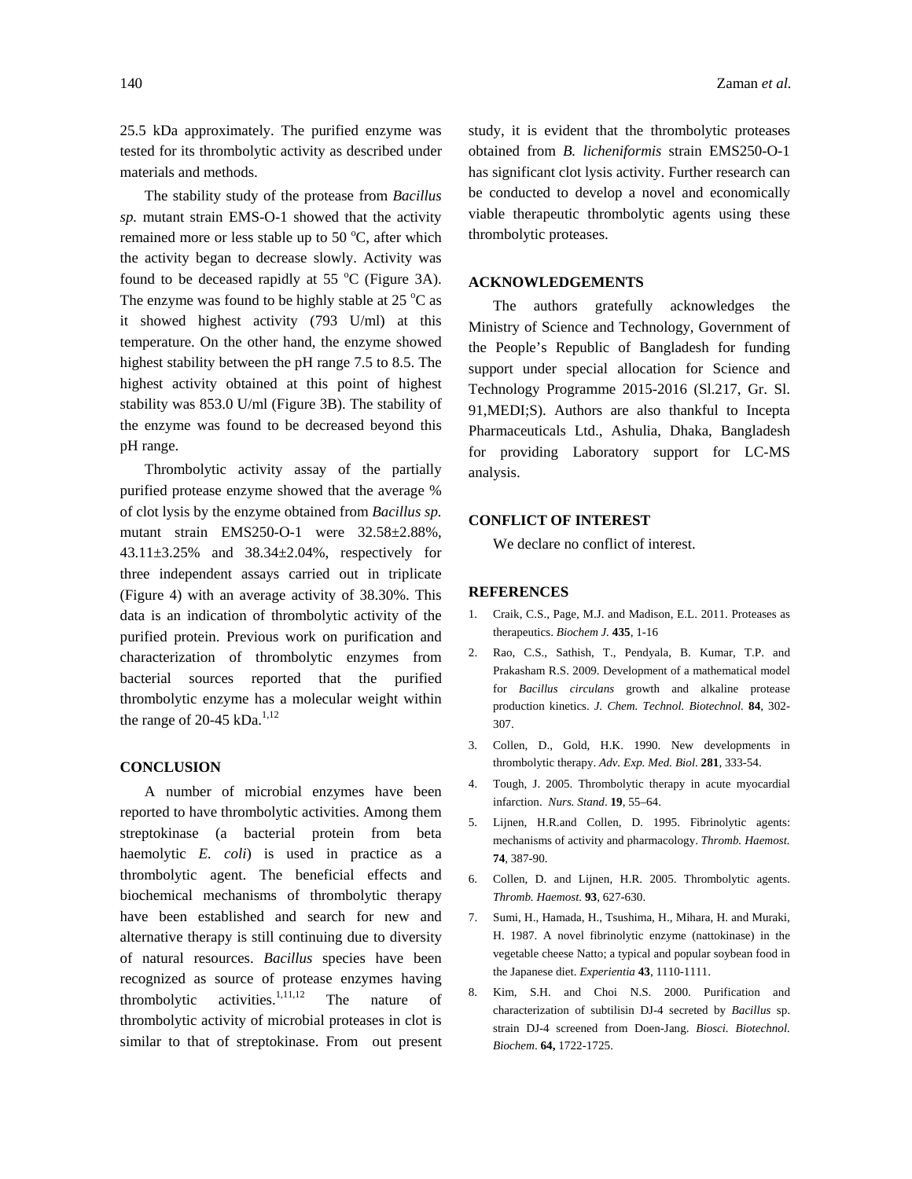25.5 kDa approximately. The purified enzyme was tested for its thrombolytic activity as described under materials and methods.

The stability study of the protease from *Bacillus sp.* mutant strain EMS-O-1 showed that the activity remained more or less stable up to 50 °C, after which the activity began to decrease slowly. Activity was found to be deceased rapidly at 55 °C (Figure 3A). The enzyme was found to be highly stable at 25 °C as it showed highest activity (793 U/ml) at this temperature. On the other hand, the enzyme showed highest stability between the pH range 7.5 to 8.5. The highest activity obtained at this point of highest stability was 853.0 U/ml (Figure 3B). The stability of the enzyme was found to be decreased beyond this pH range.

Thrombolytic activity assay of the partially purified protease enzyme showed that the average % of clot lysis by the enzyme obtained from *Bacillus sp.* mutant strain EMS250-O-1 were 32.58±2.88%, 43.11±3.25% and 38.34±2.04%, respectively for three independent assays carried out in triplicate (Figure 4) with an average activity of 38.30%. This data is an indication of thrombolytic activity of the purified protein. Previous work on purification and characterization of thrombolytic enzymes from bacterial sources reported that the purified thrombolytic enzyme has a molecular weight within the range of 20-45 kDa.[1,12]

## CONCLUSION

A number of microbial enzymes have been reported to have thrombolytic activities. Among them streptokinase (a bacterial protein from beta haemolytic *E. coli*) is used in practice as a thrombolytic agent. The beneficial effects and biochemical mechanisms of thrombolytic therapy have been established and search for new and alternative therapy is still continuing due to diversity of natural resources. *Bacillus* species have been recognized as source of protease enzymes having thrombolytic activities.[1,11,12] The nature of thrombolytic activity of microbial proteases in clot is similar to that of streptokinase. From out present study, it is evident that the thrombolytic proteases obtained from *B. licheniformis* strain EMS250-O-1 has significant clot lysis activity. Further research can be conducted to develop a novel and economically viable therapeutic thrombolytic agents using these thrombolytic proteases.

## ACKNOWLEDGEMENTS

The authors gratefully acknowledges the Ministry of Science and Technology, Government of the People's Republic of Bangladesh for funding support under special allocation for Science and Technology Programme 2015-2016 (Sl.217, Gr. Sl. 91,MEDI;S). Authors are also thankful to Incepta Pharmaceuticals Ltd., Ashulia, Dhaka, Bangladesh for providing Laboratory support for LC-MS analysis.

## CONFLICT OF INTEREST

We declare no conflict of interest.

## REFERENCES

1. Craik, C.S., Page, M.J. and Madison, E.L. 2011. Proteases as therapeutics. *Biochem J.* **435**, 1-16
2. Rao, C.S., Sathish, T., Pendyala, B. Kumar, T.P. and Prakasham R.S. 2009. Development of a mathematical model for *Bacillus circulans* growth and alkaline protease production kinetics. *J. Chem. Technol. Biotechnol.* **84**, 302-307.
3. Collen, D., Gold, H.K. 1990. New developments in thrombolytic therapy. *Adv. Exp. Med. Biol.* **281**, 333-54.
4. Tough, J. 2005. Thrombolytic therapy in acute myocardial infarction. *Nurs. Stand*. **19**, 55–64.
5. Lijnen, H.R.and Collen, D. 1995. Fibrinolytic agents: mechanisms of activity and pharmacology. *Thromb. Haemost.* **74**, 387-90.
6. Collen, D. and Lijnen, H.R. 2005. Thrombolytic agents. *Thromb. Haemost.* **93**, 627-630.
7. Sumi, H., Hamada, H., Tsushima, H., Mihara, H. and Muraki, H. 1987. A novel fibrinolytic enzyme (nattokinase) in the vegetable cheese Natto; a typical and popular soybean food in the Japanese diet. *Experientia* **43**, 1110-1111.
8. Kim, S.H. and Choi N.S. 2000. Purification and characterization of subtilisin DJ-4 secreted by *Bacillus* sp. strain DJ-4 screened from Doen-Jang. *Biosci. Biotechnol. Biochem*. **64,** 1722-1725.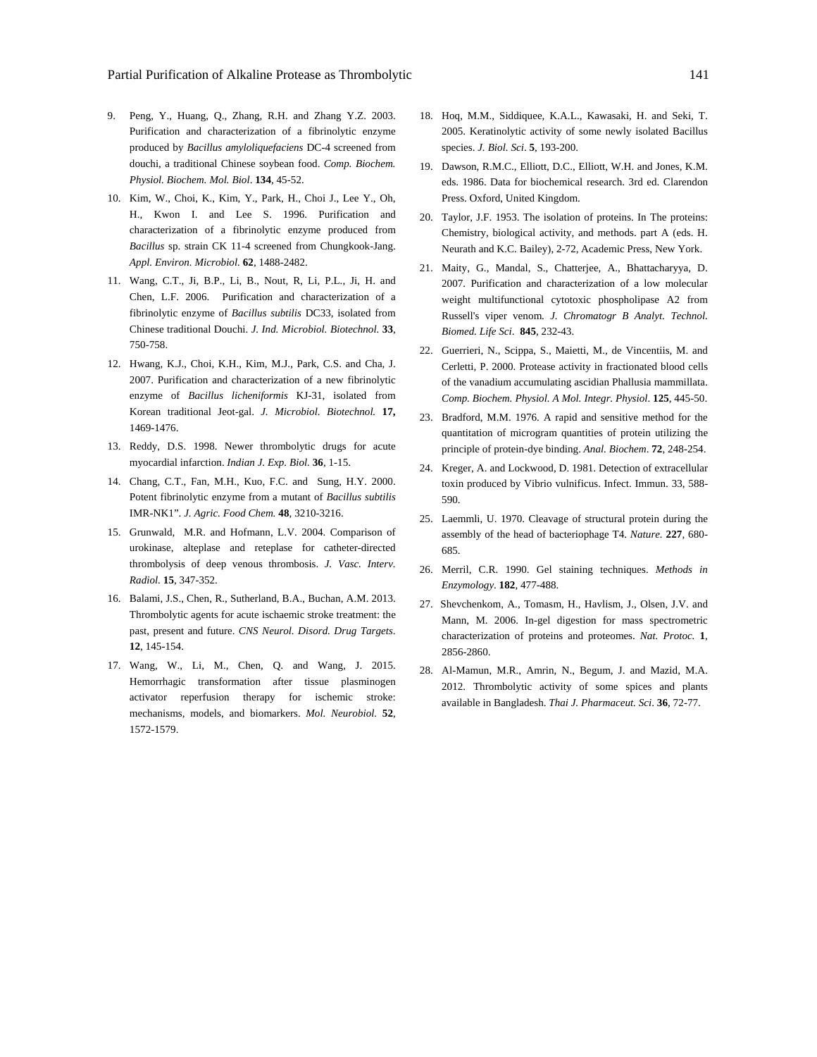9. Peng, Y., Huang, Q., Zhang, R.H. and Zhang Y.Z. 2003. Purification and characterization of a fibrinolytic enzyme produced by *Bacillus amyloliquefaciens* DC-4 screened from douchi, a traditional Chinese soybean food. *Comp. Biochem. Physiol. Biochem. Mol. Biol*. **134**, 45-52.
10. Kim, W., Choi, K., Kim, Y., Park, H., Choi J., Lee Y., Oh, H., Kwon I. and Lee S. 1996. Purification and characterization of a fibrinolytic enzyme produced from *Bacillus* sp. strain CK 11-4 screened from Chungkook-Jang. *Appl. Environ. Microbiol.* **62**, 1488-2482.
11. Wang, C.T., Ji, B.P., Li, B., Nout, R, Li, P.L., Ji, H. and Chen, L.F. 2006. Purification and characterization of a fibrinolytic enzyme of *Bacillus subtilis* DC33, isolated from Chinese traditional Douchi. *J. Ind. Microbiol. Biotechnol.* **33**, 750-758.
12. Hwang, K.J., Choi, K.H., Kim, M.J., Park, C.S. and Cha, J. 2007. Purification and characterization of a new fibrinolytic enzyme of *Bacillus licheniformis* KJ-31, isolated from Korean traditional Jeot-gal. *J. Microbiol. Biotechnol.* **17,** 1469-1476.
13. Reddy, D.S. 1998. Newer thrombolytic drugs for acute myocardial infarction. *Indian J. Exp. Biol.* **36**, 1-15.
14. Chang, C.T., Fan, M.H., Kuo, F.C. and Sung, H.Y. 2000. Potent fibrinolytic enzyme from a mutant of *Bacillus subtilis* IMR-NK1". *J. Agric. Food Chem.* **48**, 3210-3216.
15. Grunwald, M.R. and Hofmann, L.V. 2004. Comparison of urokinase, alteplase and reteplase for catheter-directed thrombolysis of deep venous thrombosis. *J. Vasc. Interv. Radiol.* **15**, 347-352.
16. Balami, J.S., Chen, R., Sutherland, B.A., Buchan, A.M. 2013. Thrombolytic agents for acute ischaemic stroke treatment: the past, present and future. *CNS Neurol. Disord. Drug Targets.* **12**, 145-154.
17. Wang, W., Li, M., Chen, Q. and Wang, J. 2015. Hemorrhagic transformation after tissue plasminogen activator reperfusion therapy for ischemic stroke: mechanisms, models, and biomarkers. *Mol. Neurobiol.* **52**, 1572-1579.
18. Hoq, M.M., Siddiquee, K.A.L., Kawasaki, H. and Seki, T. 2005. Keratinolytic activity of some newly isolated Bacillus species. *J. Biol. Sci*. **5**, 193-200.
19. Dawson, R.M.C., Elliott, D.C., Elliott, W.H. and Jones, K.M. eds. 1986. Data for biochemical research. 3rd ed. Clarendon Press. Oxford, United Kingdom.
20. Taylor, J.F. 1953. The isolation of proteins. In The proteins: Chemistry, biological activity, and methods. part A (eds. H. Neurath and K.C. Bailey), 2-72, Academic Press, New York.
21. Maity, G., Mandal, S., Chatterjee, A., Bhattacharyya, D. 2007. Purification and characterization of a low molecular weight multifunctional cytotoxic phospholipase A2 from Russell's viper venom. *J. Chromatogr B Analyt. Technol. Biomed. Life Sci*. **845**, 232-43.
22. Guerrieri, N., Scippa, S., Maietti, M., de Vincentiis, M. and Cerletti, P. 2000. Protease activity in fractionated blood cells of the vanadium accumulating ascidian Phallusia mammillata. *Comp. Biochem. Physiol. A Mol. Integr. Physiol*. **125**, 445-50.
23. Bradford, M.M. 1976. A rapid and sensitive method for the quantitation of microgram quantities of protein utilizing the principle of protein-dye binding. *Anal. Biochem*. **72**, 248-254.
24. Kreger, A. and Lockwood, D. 1981. Detection of extracellular toxin produced by Vibrio vulnificus. Infect. Immun. 33, 588-590.
25. Laemmli, U. 1970. Cleavage of structural protein during the assembly of the head of bacteriophage T4. *Nature.* **227**, 680-685.
26. Merril, C.R. 1990. Gel staining techniques. *Methods in Enzymology*. **182**, 477-488.
27. Shevchenkom, A., Tomasm, H., Havlism, J., Olsen, J.V. and Mann, M. 2006. In-gel digestion for mass spectrometric characterization of proteins and proteomes. *Nat. Protoc.* **1**, 2856-2860.
28. Al-Mamun, M.R., Amrin, N., Begum, J. and Mazid, M.A. 2012. Thrombolytic activity of some spices and plants available in Bangladesh. *Thai J. Pharmaceut. Sci*. **36**, 72-77.